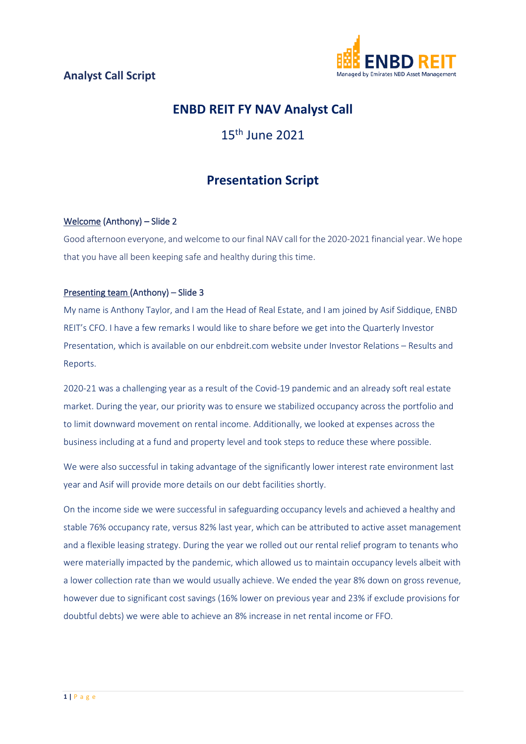**Analyst Call Script**

# ENBD REIT FY NAV Analyst Call

15th June 2021

## Presentation Script

Welcome (Anthony) – Slide 2

Good afternoon everyone, and welcome to our final NAV call for the 2020-2021 financial year. We hope that you have all been keeping safe and healthy during this time.

Presenting team (Anthony) – Slide 3

My name is Anthony Taylor, and I am the Head of Real Estate, and I am joined by Asif Siddique, ENBD REIT's CFO. I have a few remarks I would like to share before we get into the Quarterly Investor Presentation, which is available on our enbdreit.com website under Investor Relations – Results and Reports.

2020-21 was a challenging year as a result of the Covid-19 pandemic and an already soft real estate market. During the year, our priority was to ensure we stabilized occupancy across the portfolio and to limit downward movement on rental income. Additionally, we looked at expenses across the business including at a fund and property level and took steps to reduce these where possible.

We were also successful in taking advantage of the significantly lower interest rate environment last year and Asif will provide more details on our debt facilities shortly.

On the income side we were successful in safeguarding occupancy levels and achieved a healthy and stable 76% occupancy rate, versus 82% last year, which can be attributed to active asset management and a flexible leasing strategy. During the year we rolled out our rental relief program to tenants who were materially impacted by the pandemic, which allowed us to maintain occupancy levels albeit with a lower collection rate than we would usually achieve. We ended the year 8% down on gross revenue, however due to significant cost savings (16% lower on previous year and 23% if exclude provisions for doubtful debts) we were able to achieve an 8% increase in net rental income or FFO.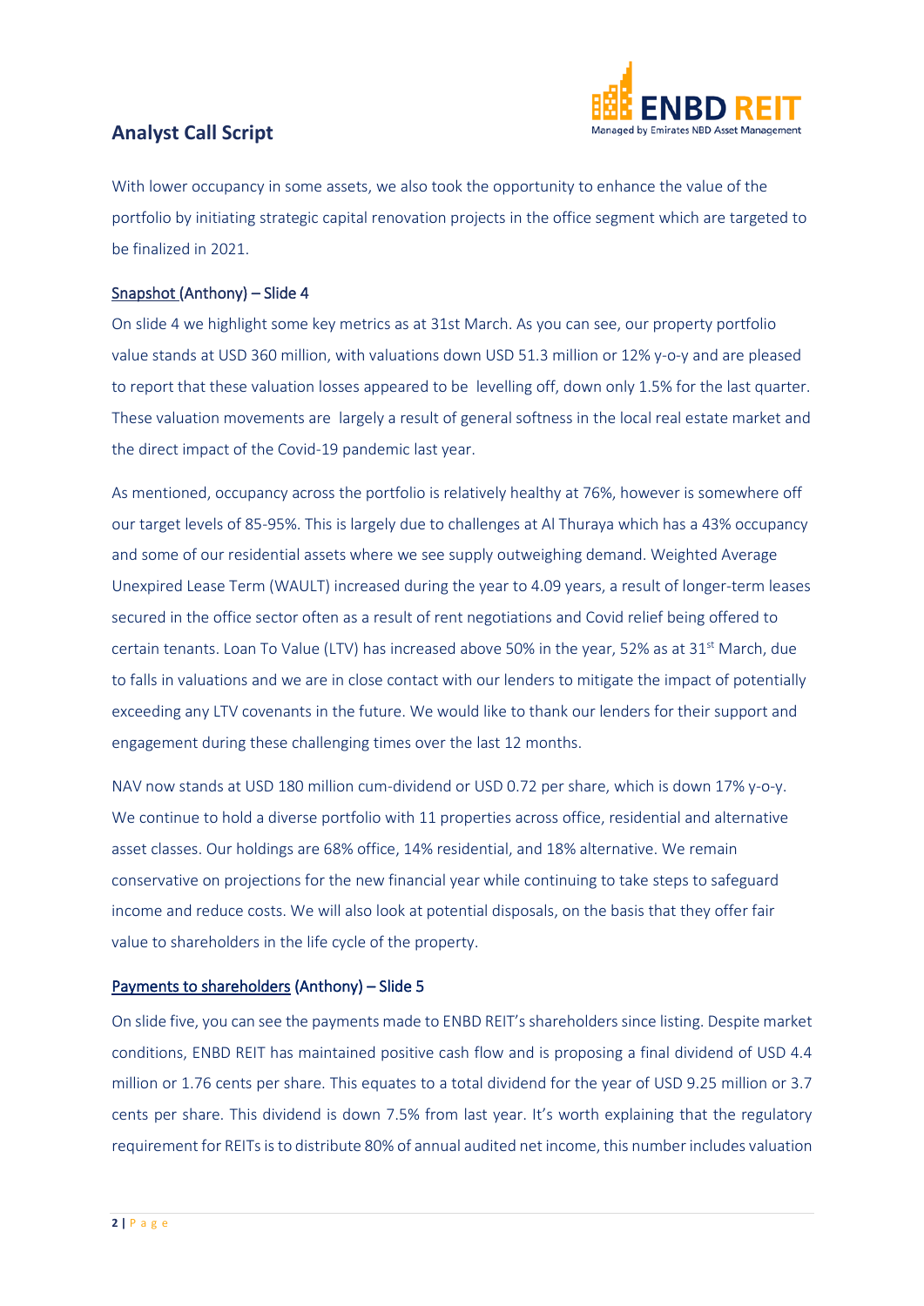With lower occupancy in some assets, we also took the opportunity to enhance the value of the portfolio by initiating strategic capital renovation projects in the office segment which are targeted to be finalized in 2021.

Snapshot (Anthony) – Slide 4

On slide 4 we highlight some key metrics as at 31st March. As you can see, our property portfolio value stands at USD 360 million, with valuations down USD 51.3 million or 12% y-o-y and are pleased to report that these valuation losses appeared to be levelling off, down only 1.5% for the last quarter. These valuation movements are largely a result of general softness in the local real estate market and the direct impact of the Covid-19 pandemic last year.

As mentioned, occupancy across the portfolio is relatively healthy at 76%, however is somewhere off our target levels of 85-95%. This is largely due to challenges at Al Thuraya which has a 43% occupancy and some of our residential assets where we see supply outweighing demand. Weighted Average Unexpired Lease Term (WAULT) increased during the year to 4.09 years, a result of longer-term leases secured in the office sector often as a result of rent negotiations and Covid relief being offered to certain tenants. Loan To Value (LTV) has increased above 50% in the year, 52% as at 31st March, due to falls in valuations and we are in close contact with our lenders to mitigate the impact of potentially exceeding any LTV covenants in the future. We would like to thank our lenders for their support and engagement during these challenging times over the last 12 months.

NAV now stands at USD 180 million cum-dividend or USD 0.72 per share, which is down 17% y-o-y. We continue to hold a diverse portfolio with 11 properties across office, residential and alternative asset classes. Our holdings are 68% office, 14% residential, and 18% alternative. We remain conservative on projections for the new financial year while continuing to take steps to safeguard income and reduce costs. We will also look at potential disposals, on the basis that they offer fair value to shareholders in the life cycle of the property.

Payments to shareholders (Anthony) – Slide 5

On slide five, you can see the payments made to ENBD REIT's shareholders since listing. Despite market conditions, ENBD REIT has maintained positive cash flow and is proposing a final dividend of USD 4.4 million or 1.76 cents per share. This equates to a total dividend for the year of USD 9.25 million or 3.7 cents per share. This dividend is down 7.5% from last year. It's worth explaining that the regulatory requirement for REITs is to distribute 80% of annual audited net income, this number includes valuation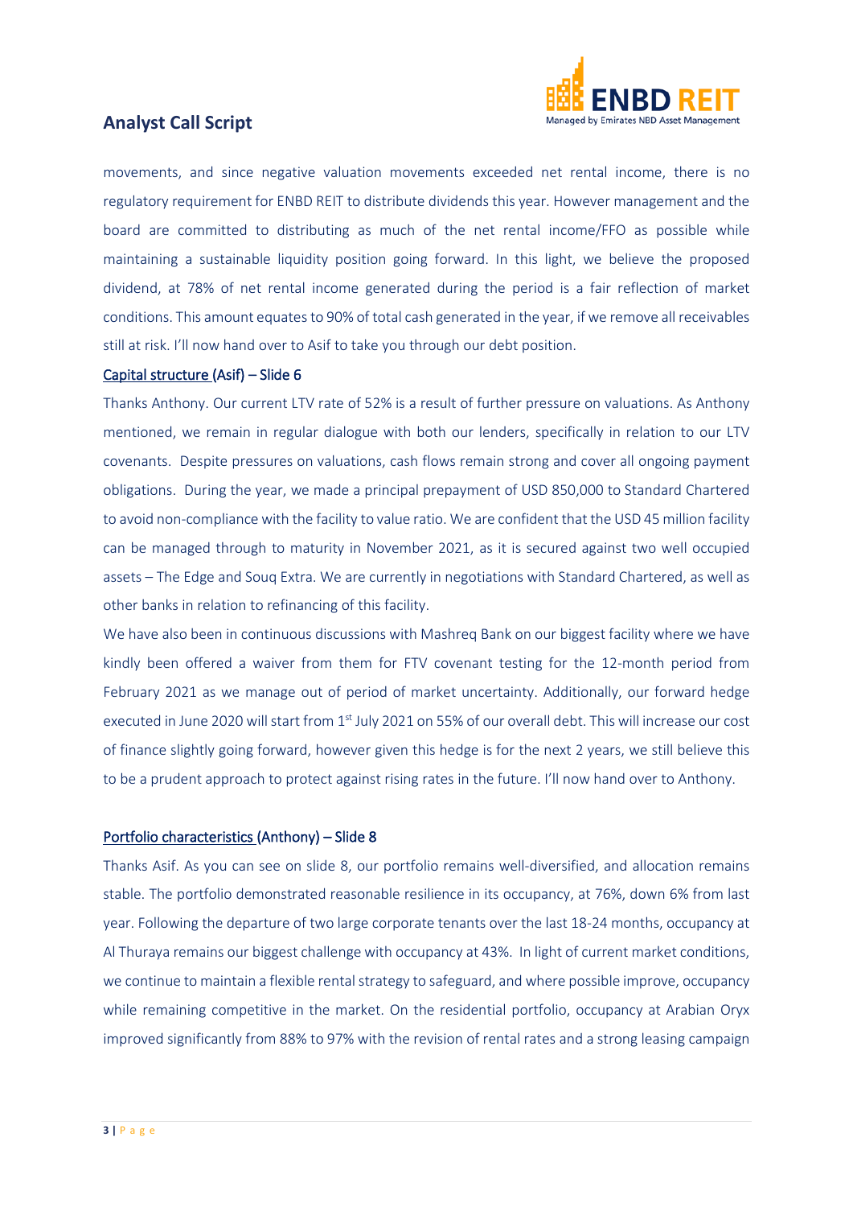movements, and since negative valuation movements exceeded net rental income, there is no regulatory requirement for ENBD REIT to distribute dividends this year. However management and the board are committed to distributing as much of the net rental income/FFO as possible while maintaining a sustainable liquidity position going forward. In this light, we believe the proposed dividend, at 78% of net rental income generated during the period is a fair reflection of market conditions. This amount equates to 90% of total cash generated in the year, if we remove all receivables still at risk. I'll now hand over to Asif to take you through our debt position.

### Capital structure (Asif) – Slide 6

Thanks Anthony. Our current LTV rate of 52% is a result of further pressure on valuations. As Anthony mentioned, we remain in regular dialogue with both our lenders, specifically in relation to our LTV covenants. Despite pressures on valuations, cash flows remain strong and cover all ongoing payment obligations. During the year, we made a principal prepayment of USD 850,000 to Standard Chartered to avoid non-compliance with the facility to value ratio. We are confident that the USD 45 million facility can be managed through to maturity in November 2021, as it is secured against two well occupied assets – The Edge and Souq Extra. We are currently in negotiations with Standard Chartered, as well as other banks in relation to refinancing of this facility.

We have also been in continuous discussions with Mashreq Bank on our biggest facility where we have kindly been offered a waiver from them for FTV covenant testing for the 12-month period from February 2021 as we manage out of period of market uncertainty. Additionally, our forward hedge executed in June 2020 will start from 1st July 2021 on 55% of our overall debt. This will increase our cost of finance slightly going forward, however given this hedge is for the next 2 years, we still believe this to be a prudent approach to protect against rising rates in the future. I'll now hand over to Anthony.

### Portfolio characteristics (Anthony) – Slide 8

Thanks Asif. As you can see on slide 8, our portfolio remains well-diversified, and allocation remains stable. The portfolio demonstrated reasonable resilience in its occupancy, at 76%, down 6% from last year. Following the departure of two large corporate tenants over the last 18-24 months, occupancy at Al Thuraya remains our biggest challenge with occupancy at 43%. In light of current market conditions, we continue to maintain a flexible rental strategy to safeguard, and where possible improve, occupancy while remaining competitive in the market. On the residential portfolio, occupancy at Arabian Oryx improved significantly from 88% to 97% with the revision of rental rates and a strong leasing campaign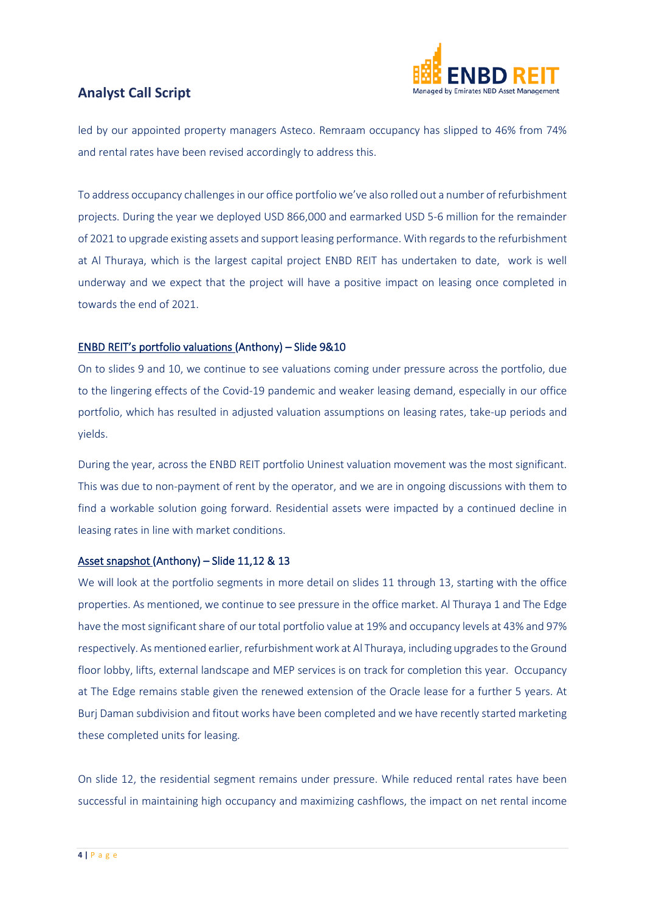led by our appointed property managers Asteco. Remraam occupancy has slipped to 46% from 74% and rental rates have been revised accordingly to address this.

To address occupancy challenges in our office portfolio we've also rolled out a number of refurbishment projects. During the year we deployed USD 866,000 and earmarked USD 5-6 million for the remainder of 2021 to upgrade existing assets and support leasing performance. With regards to the refurbishment at Al Thuraya, which is the largest capital project ENBD REIT has undertaken to date, work is well underway and we expect that the project will have a positive impact on leasing once completed in towards the end of 2021.

### ENBD REIT's portfolio valuations (Anthony) – Slide 9&10

On to slides 9 and 10, we continue to see valuations coming under pressure across the portfolio, due to the lingering effects of the Covid-19 pandemic and weaker leasing demand, especially in our office portfolio, which has resulted in adjusted valuation assumptions on leasing rates, take-up periods and yields.

During the year, across the ENBD REIT portfolio Uninest valuation movement was the most significant. This was due to non-payment of rent by the operator, and we are in ongoing discussions with them to find a workable solution going forward. Residential assets were impacted by a continued decline in leasing rates in line with market conditions.

### Asset snapshot (Anthony) – Slide 11,12 & 13

We will look at the portfolio segments in more detail on slides 11 through 13, starting with the office properties. As mentioned, we continue to see pressure in the office market. Al Thuraya 1 and The Edge have the most significant share of our total portfolio value at 19% and occupancy levels at 43% and 97% respectively. As mentioned earlier, refurbishment work at Al Thuraya, including upgrades to the Ground floor lobby, lifts, external landscape and MEP services is on track for completion this year. Occupancy at The Edge remains stable given the renewed extension of the Oracle lease for a further 5 years. At Burj Daman subdivision and fitout works have been completed and we have recently started marketing these completed units for leasing.

On slide 12, the residential segment remains under pressure. While reduced rental rates have been successful in maintaining high occupancy and maximizing cashflows, the impact on net rental income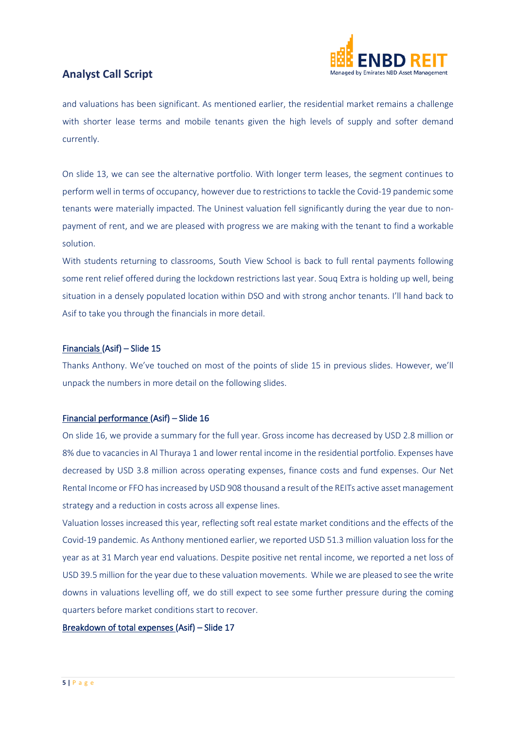and valuations has been significant. As mentioned earlier, the residential market remains a challenge with shorter lease terms and mobile tenants given the high levels of supply and softer demand currently.

On slide 13, we can see the alternative portfolio. With longer term leases, the segment continues to perform well in terms of occupancy, however due to restrictions to tackle the Covid-19 pandemic some tenants were materially impacted. The Uninest valuation fell significantly during the year due to non-payment of rent, and we are pleased with progress we are making with the tenant to find a workable solution.

With students returning to classrooms, South View School is back to full rental payments following some rent relief offered during the lockdown restrictions last year. Souq Extra is holding up well, being situation in a densely populated location within DSO and with strong anchor tenants. I'll hand back to Asif to take you through the financials in more detail.

## Financials (Asif) – Slide 15

Thanks Anthony. We've touched on most of the points of slide 15 in previous slides. However, we'll unpack the numbers in more detail on the following slides.

## Financial performance (Asif) – Slide 16

On slide 16, we provide a summary for the full year. Gross income has decreased by USD 2.8 million or 8% due to vacancies in Al Thuraya 1 and lower rental income in the residential portfolio. Expenses have decreased by USD 3.8 million across operating expenses, finance costs and fund expenses. Our Net Rental Income or FFO has increased by USD 908 thousand a result of the REITs active asset management strategy and a reduction in costs across all expense lines.

Valuation losses increased this year, reflecting soft real estate market conditions and the effects of the Covid-19 pandemic. As Anthony mentioned earlier, we reported USD 51.3 million valuation loss for the year as at 31 March year end valuations. Despite positive net rental income, we reported a net loss of USD 39.5 million for the year due to these valuation movements. While we are pleased to see the write downs in valuations levelling off, we do still expect to see some further pressure during the coming quarters before market conditions start to recover.

## Breakdown of total expenses (Asif) – Slide 17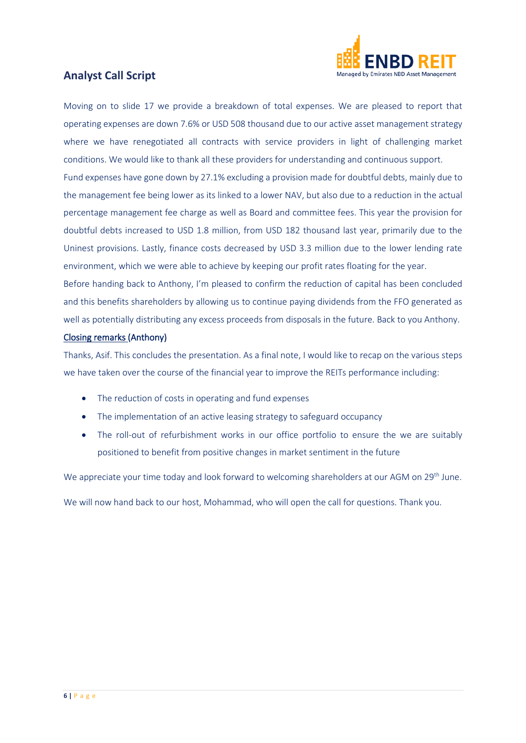Moving on to slide 17 we provide a breakdown of total expenses. We are pleased to report that operating expenses are down 7.6% or USD 508 thousand due to our active asset management strategy where we have renegotiated all contracts with service providers in light of challenging market conditions. We would like to thank all these providers for understanding and continuous support.

Fund expenses have gone down by 27.1% excluding a provision made for doubtful debts, mainly due to the management fee being lower as its linked to a lower NAV, but also due to a reduction in the actual percentage management fee charge as well as Board and committee fees. This year the provision for doubtful debts increased to USD 1.8 million, from USD 182 thousand last year, primarily due to the Uninest provisions. Lastly, finance costs decreased by USD 3.3 million due to the lower lending rate environment, which we were able to achieve by keeping our profit rates floating for the year.

Before handing back to Anthony, I'm pleased to confirm the reduction of capital has been concluded and this benefits shareholders by allowing us to continue paying dividends from the FFO generated as well as potentially distributing any excess proceeds from disposals in the future. Back to you Anthony.

**Closing remarks (Anthony)**

Thanks, Asif. This concludes the presentation. As a final note, I would like to recap on the various steps we have taken over the course of the financial year to improve the REITs performance including:

- The reduction of costs in operating and fund expenses
- The implementation of an active leasing strategy to safeguard occupancy
- The roll-out of refurbishment works in our office portfolio to ensure the we are suitably positioned to benefit from positive changes in market sentiment in the future

We appreciate your time today and look forward to welcoming shareholders at our AGM on 29th June.

We will now hand back to our host, Mohammad, who will open the call for questions. Thank you.